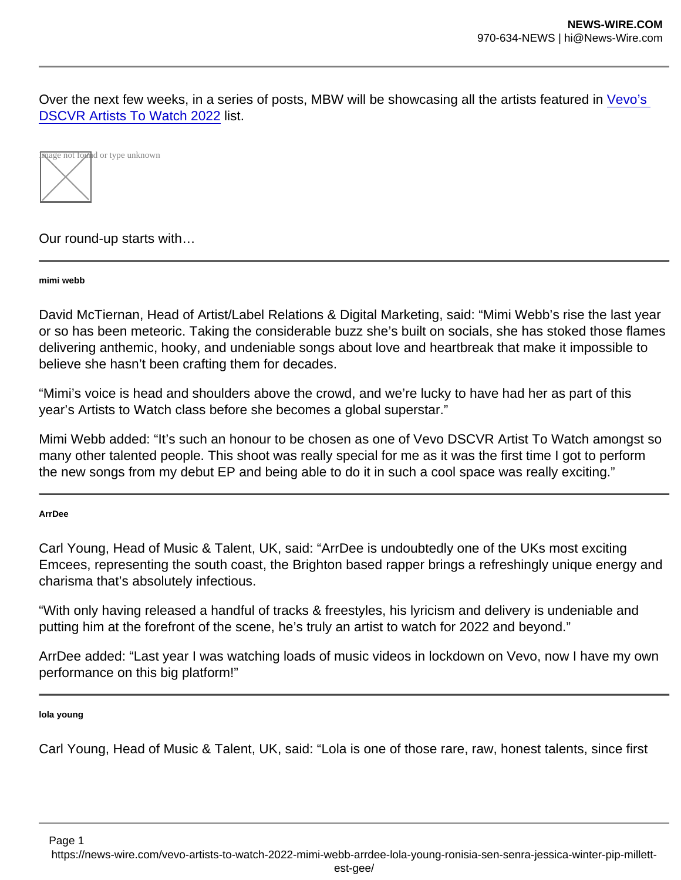Over the next few weeks, in a series of posts, MBW will be showcasing all the artists featured in [Vevo's DSCVR Artists To Watch 2022](#) list.

Our round-up starts with…

---

###### mimi webb

David McTiernan, Head of Artist/Label Relations & Digital Marketing, said: "Mimi Webb's rise the last year or so has been meteoric. Taking the considerable buzz she's built on socials, she has stoked those flames delivering anthemic, hooky, and undeniable songs about love and heartbreak that make it impossible to believe she hasn't been crafting them for decades.

"Mimi's voice is head and shoulders above the crowd, and we're lucky to have had her as part of this year's Artists to Watch class before she becomes a global superstar."

Mimi Webb added: "It's such an honour to be chosen as one of Vevo DSCVR Artist To Watch amongst so many other talented people. This shoot was really special for me as it was the first time I got to perform the new songs from my debut EP and being able to do it in such a cool space was really exciting."

---

###### ArrDee

Carl Young, Head of Music & Talent, UK, said: "ArrDee is undoubtedly one of the UKs most exciting Emcees, representing the south coast, the Brighton based rapper brings a refreshingly unique energy and charisma that's absolutely infectious.

"With only having released a handful of tracks & freestyles, his lyricism and delivery is undeniable and putting him at the forefront of the scene, he's truly an artist to watch for 2022 and beyond."

ArrDee added: "Last year I was watching loads of music videos in lockdown on Vevo, now I have my own performance on this big platform!"

---

###### lola young

Carl Young, Head of Music & Talent, UK, said: "Lola is one of those rare, raw, honest talents, since first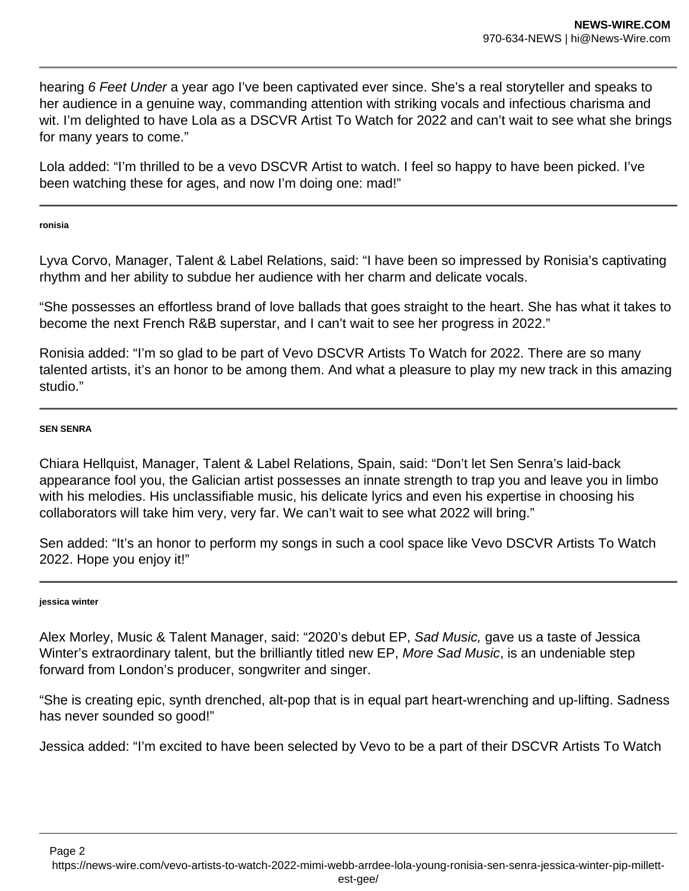hearing *6 Feet Under* a year ago I've been captivated ever since. She's a real storyteller and speaks to her audience in a genuine way, commanding attention with striking vocals and infectious charisma and wit. I'm delighted to have Lola as a DSCVR Artist To Watch for 2022 and can't wait to see what she brings for many years to come."

Lola added: "I'm thrilled to be a vevo DSCVR Artist to watch. I feel so happy to have been picked. I've been watching these for ages, and now I'm doing one: mad!"

---

###### ronisia

Lyva Corvo, Manager, Talent & Label Relations, said: "I have been so impressed by Ronisia's captivating rhythm and her ability to subdue her audience with her charm and delicate vocals.

"She possesses an effortless brand of love ballads that goes straight to the heart. She has what it takes to become the next French R&B superstar, and I can't wait to see her progress in 2022."

Ronisia added: "I'm so glad to be part of Vevo DSCVR Artists To Watch for 2022. There are so many talented artists, it's an honor to be among them. And what a pleasure to play my new track in this amazing studio."

---

###### SEN SENRA

Chiara Hellquist, Manager, Talent & Label Relations, Spain, said: "Don't let Sen Senra's laid-back appearance fool you, the Galician artist possesses an innate strength to trap you and leave you in limbo with his melodies. His unclassifiable music, his delicate lyrics and even his expertise in choosing his collaborators will take him very, very far. We can't wait to see what 2022 will bring."

Sen added: "It's an honor to perform my songs in such a cool space like Vevo DSCVR Artists To Watch 2022. Hope you enjoy it!"

---

###### jessica winter

Alex Morley, Music & Talent Manager, said: "2020's debut EP, *Sad Music,* gave us a taste of Jessica Winter's extraordinary talent, but the brilliantly titled new EP, *More Sad Music*, is an undeniable step forward from London's producer, songwriter and singer.

"She is creating epic, synth drenched, alt-pop that is in equal part heart-wrenching and up-lifting. Sadness has never sounded so good!"

Jessica added: "I'm excited to have been selected by Vevo to be a part of their DSCVR Artists To Watch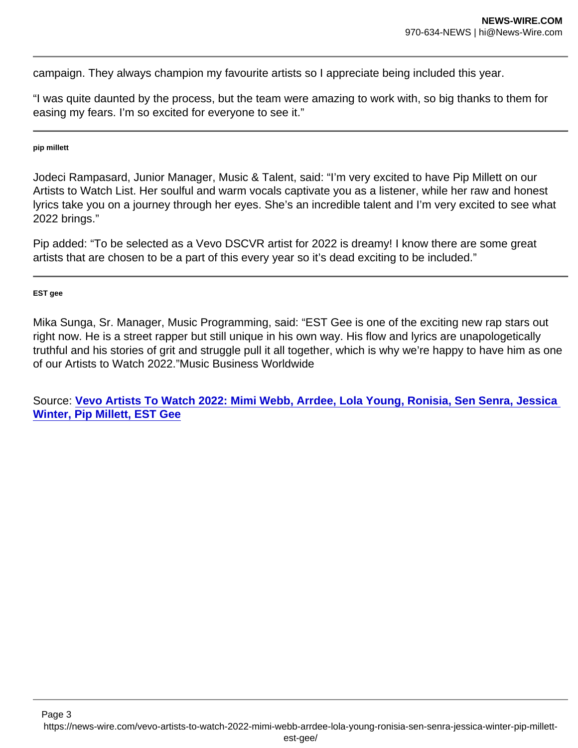campaign. They always champion my favourite artists so I appreciate being included this year.

"I was quite daunted by the process, but the team were amazing to work with, so big thanks to them for easing my fears. I'm so excited for everyone to see it."

---

**pip millett**

Jodeci Rampasard, Junior Manager, Music & Talent, said: "I'm very excited to have Pip Millett on our Artists to Watch List. Her soulful and warm vocals captivate you as a listener, while her raw and honest lyrics take you on a journey through her eyes. She's an incredible talent and I'm very excited to see what 2022 brings."

Pip added: "To be selected as a Vevo DSCVR artist for 2022 is dreamy! I know there are some great artists that are chosen to be a part of this every year so it's dead exciting to be included."

---

**EST gee**

Mika Sunga, Sr. Manager, Music Programming, said: "EST Gee is one of the exciting new rap stars out right now. He is a street rapper but still unique in his own way. His flow and lyrics are unapologetically truthful and his stories of grit and struggle pull it all together, which is why we're happy to have him as one of our Artists to Watch 2022."Music Business Worldwide

Source: **Vevo Artists To Watch 2022: Mimi Webb, Arrdee, Lola Young, Ronisia, Sen Senra, Jessica Winter, Pip Millett, EST Gee**